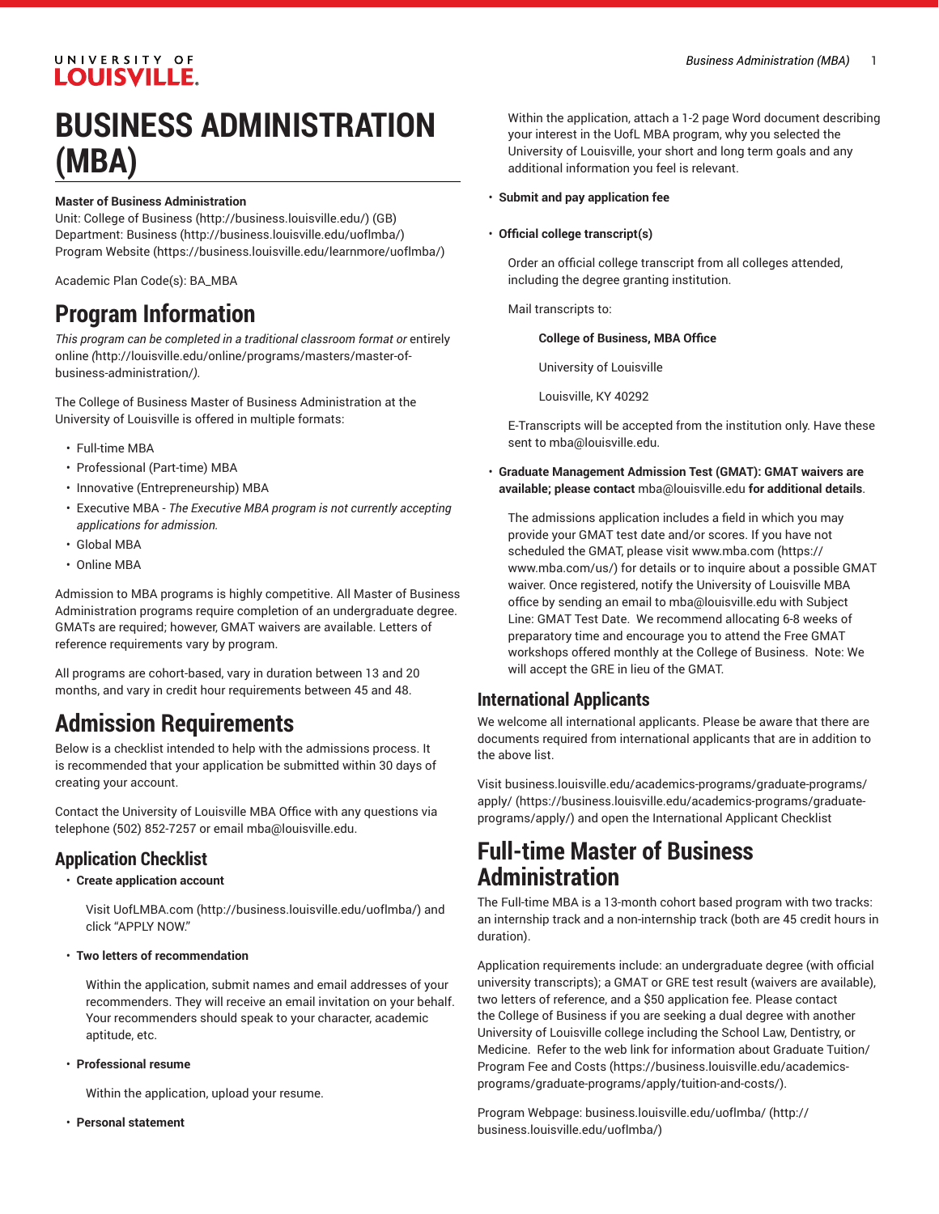# BUSINESS ADMINISTRATION (MBA)

**Master of Business Administration**

Unit: College of Business (http://business.louisville.edu/) (GB)
Department: Business (http://business.louisville.edu/uoflmba/)
Program Website (https://business.louisville.edu/learnmore/uoflmba/)

Academic Plan Code(s): BA_MBA

## Program Information

*This program can be completed in a traditional classroom format or* entirely online *(*http://louisville.edu/online/programs/masters/master-of-business-administration/*).*

The College of Business Master of Business Administration at the University of Louisville is offered in multiple formats:

- Full-time MBA
- Professional (Part-time) MBA
- Innovative (Entrepreneurship) MBA
- Executive MBA - *The Executive MBA program is not currently accepting applications for admission.*
- Global MBA
- Online MBA

Admission to MBA programs is highly competitive. All Master of Business Administration programs require completion of an undergraduate degree. GMATs are required; however, GMAT waivers are available. Letters of reference requirements vary by program.

All programs are cohort-based, vary in duration between 13 and 20 months, and vary in credit hour requirements between 45 and 48.

## Admission Requirements

Below is a checklist intended to help with the admissions process. It is recommended that your application be submitted within 30 days of creating your account.

Contact the University of Louisville MBA Office with any questions via telephone (502) 852-7257 or email mba@louisville.edu.

### Application Checklist

- **Create application account**

  Visit UofLMBA.com (http://business.louisville.edu/uoflmba/) and click "APPLY NOW."

- **Two letters of recommendation**

  Within the application, submit names and email addresses of your recommenders. They will receive an email invitation on your behalf. Your recommenders should speak to your character, academic aptitude, etc.

- **Professional resume**

  Within the application, upload your resume.

- **Personal statement**

  Within the application, attach a 1-2 page Word document describing your interest in the UofL MBA program, why you selected the University of Louisville, your short and long term goals and any additional information you feel is relevant.

- **Submit and pay application fee**

- **Official college transcript(s)**

  Order an official college transcript from all colleges attended, including the degree granting institution.

  Mail transcripts to:

  > **College of Business, MBA Office**
  >
  > University of Louisville
  >
  > Louisville, KY 40292

  E-Transcripts will be accepted from the institution only. Have these sent to mba@louisville.edu.

- **Graduate Management Admission Test (GMAT): GMAT waivers are available; please contact** mba@louisville.edu **for additional details**.

  The admissions application includes a field in which you may provide your GMAT test date and/or scores. If you have not scheduled the GMAT, please visit www.mba.com (https://www.mba.com/us/) for details or to inquire about a possible GMAT waiver. Once registered, notify the University of Louisville MBA office by sending an email to mba@louisville.edu with Subject Line: GMAT Test Date. We recommend allocating 6-8 weeks of preparatory time and encourage you to attend the Free GMAT workshops offered monthly at the College of Business. Note: We will accept the GRE in lieu of the GMAT.

### International Applicants

We welcome all international applicants. Please be aware that there are documents required from international applicants that are in addition to the above list.

Visit business.louisville.edu/academics-programs/graduate-programs/apply/ (https://business.louisville.edu/academics-programs/graduate-programs/apply/) and open the International Applicant Checklist

## Full-time Master of Business Administration

The Full-time MBA is a 13-month cohort based program with two tracks: an internship track and a non-internship track (both are 45 credit hours in duration).

Application requirements include: an undergraduate degree (with official university transcripts); a GMAT or GRE test result (waivers are available), two letters of reference, and a $50 application fee. Please contact the College of Business if you are seeking a dual degree with another University of Louisville college including the School Law, Dentistry, or Medicine. Refer to the web link for information about Graduate Tuition/ Program Fee and Costs (https://business.louisville.edu/academics-programs/graduate-programs/apply/tuition-and-costs/).

Program Webpage: business.louisville.edu/uoflmba/ (http://business.louisville.edu/uoflmba/)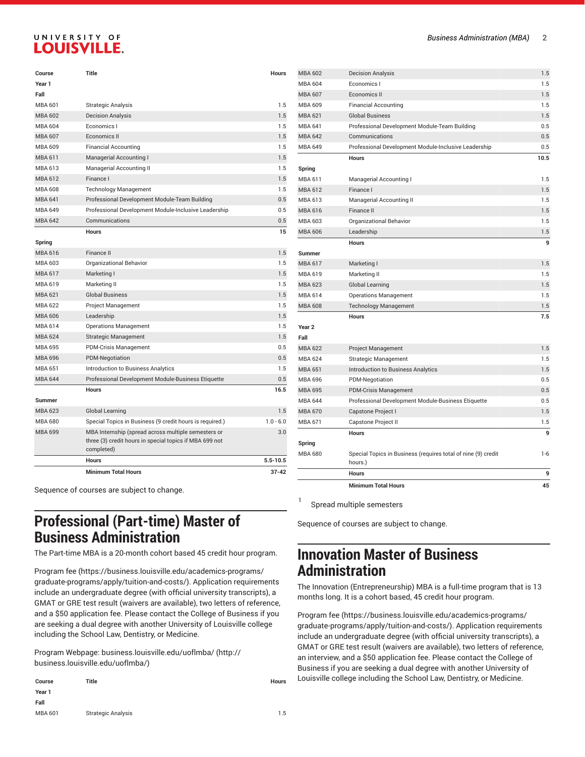| Course | Title | Hours |
|---|---|---|
| **Year 1** | | |
| **Fall** | | |
| MBA 601 | Strategic Analysis | 1.5 |
| MBA 602 | Decision Analysis | 1.5 |
| MBA 604 | Economics I | 1.5 |
| MBA 607 | Economics II | 1.5 |
| MBA 609 | Financial Accounting | 1.5 |
| MBA 611 | Managerial Accounting I | 1.5 |
| MBA 613 | Managerial Accounting II | 1.5 |
| MBA 612 | Finance I | 1.5 |
| MBA 608 | Technology Management | 1.5 |
| MBA 641 | Professional Development Module-Team Building | 0.5 |
| MBA 649 | Professional Development Module-Inclusive Leadership | 0.5 |
| MBA 642 | Communications | 0.5 |
| | **Hours** | **15** |
| **Spring** | | |
| MBA 616 | Finance II | 1.5 |
| MBA 603 | Organizational Behavior | 1.5 |
| MBA 617 | Marketing I | 1.5 |
| MBA 619 | Marketing II | 1.5 |
| MBA 621 | Global Business | 1.5 |
| MBA 622 | Project Management | 1.5 |
| MBA 606 | Leadership | 1.5 |
| MBA 614 | Operations Management | 1.5 |
| MBA 624 | Strategic Management | 1.5 |
| MBA 695 | PDM-Crisis Management | 0.5 |
| MBA 696 | PDM-Negotiation | 0.5 |
| MBA 651 | Introduction to Business Analytics | 1.5 |
| MBA 644 | Professional Development Module-Business Etiquette | 0.5 |
| | **Hours** | **16.5** |
| **Summer** | | |
| MBA 623 | Global Learning | 1.5 |
| MBA 680 | Special Topics in Business (9 credit hours is required.) | 1.0 - 6.0 |
| MBA 699 | MBA Internship (spread across multiple semesters or three (3) credit hours in special topics if MBA 699 not completed) | 3.0 |
| | **Hours** | **5.5-10.5** |
| | **Minimum Total Hours** | **37-42** |

Sequence of courses are subject to change.

## Professional (Part-time) Master of Business Administration

The Part-time MBA is a 20-month cohort based 45 credit hour program.

Program fee (https://business.louisville.edu/academics-programs/graduate-programs/apply/tuition-and-costs/). Application requirements include an undergraduate degree (with official university transcripts), a GMAT or GRE test result (waivers are available), two letters of reference, and a $50 application fee. Please contact the College of Business if you are seeking a dual degree with another University of Louisville college including the School Law, Dentistry, or Medicine.

Program Webpage: business.louisville.edu/uoflmba/ (http://business.louisville.edu/uoflmba/)

| Course | Title | Hours |
|---|---|---|
| **Year 1** | | |
| **Fall** | | |
| MBA 601 | Strategic Analysis | 1.5 |
| MBA 602 | Decision Analysis | 1.5 |
| MBA 604 | Economics I | 1.5 |
| MBA 607 | Economics II | 1.5 |
| MBA 609 | Financial Accounting | 1.5 |
| MBA 621 | Global Business | 1.5 |
| MBA 641 | Professional Development Module-Team Building | 0.5 |
| MBA 642 | Communications | 0.5 |
| MBA 649 | Professional Development Module-Inclusive Leadership | 0.5 |
| | **Hours** | **10.5** |
| **Spring** | | |
| MBA 611 | Managerial Accounting I | 1.5 |
| MBA 612 | Finance I | 1.5 |
| MBA 613 | Managerial Accounting II | 1.5 |
| MBA 616 | Finance II | 1.5 |
| MBA 603 | Organizational Behavior | 1.5 |
| MBA 606 | Leadership | 1.5 |
| | **Hours** | **9** |
| **Summer** | | |
| MBA 617 | Marketing I | 1.5 |
| MBA 619 | Marketing II | 1.5 |
| MBA 623 | Global Learning | 1.5 |
| MBA 614 | Operations Management | 1.5 |
| MBA 608 | Technology Management | 1.5 |
| | **Hours** | **7.5** |
| **Year 2** | | |
| **Fall** | | |
| MBA 622 | Project Management | 1.5 |
| MBA 624 | Strategic Management | 1.5 |
| MBA 651 | Introduction to Business Analytics | 1.5 |
| MBA 696 | PDM-Negotiation | 0.5 |
| MBA 695 | PDM-Crisis Management | 0.5 |
| MBA 644 | Professional Development Module-Business Etiquette | 0.5 |
| MBA 670 | Capstone Project I | 1.5 |
| MBA 671 | Capstone Project II | 1.5 |
| | **Hours** | **9** |
| **Spring** | | |
| MBA 680 | Special Topics in Business (requires total of nine (9) credit hours.) | 1-6 |
| | **Hours** | **9** |
| | **Minimum Total Hours** | **45** |

[1] Spread multiple semesters

Sequence of courses are subject to change.

## Innovation Master of Business Administration

The Innovation (Entrepreneurship) MBA is a full-time program that is 13 months long. It is a cohort based, 45 credit hour program.

Program fee (https://business.louisville.edu/academics-programs/graduate-programs/apply/tuition-and-costs/). Application requirements include an undergraduate degree (with official university transcripts), a GMAT or GRE test result (waivers are available), two letters of reference, an interview, and a $50 application fee. Please contact the College of Business if you are seeking a dual degree with another University of Louisville college including the School Law, Dentistry, or Medicine.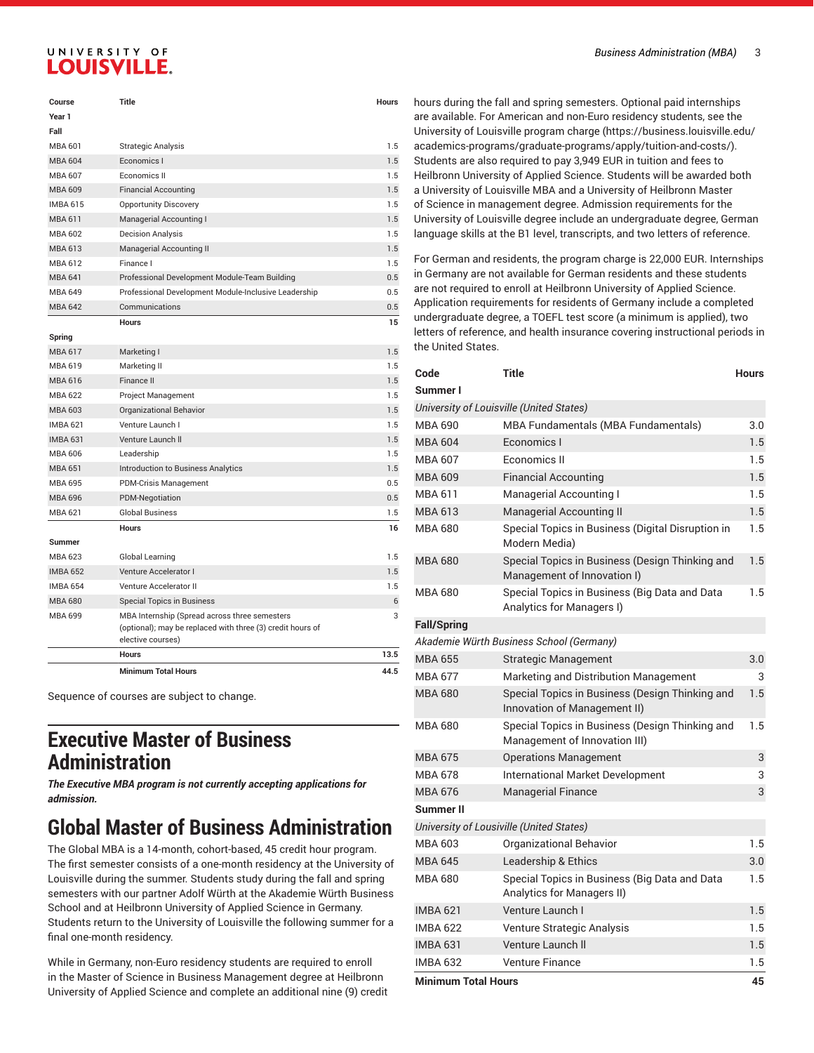| Course | Title | Hours |
|---|---|---|
| **Year 1** | | |
| **Fall** | | |
| MBA 601 | Strategic Analysis | 1.5 |
| MBA 604 | Economics I | 1.5 |
| MBA 607 | Economics II | 1.5 |
| MBA 609 | Financial Accounting | 1.5 |
| IMBA 615 | Opportunity Discovery | 1.5 |
| MBA 611 | Managerial Accounting I | 1.5 |
| MBA 602 | Decision Analysis | 1.5 |
| MBA 613 | Managerial Accounting II | 1.5 |
| MBA 612 | Finance I | 1.5 |
| MBA 641 | Professional Development Module-Team Building | 0.5 |
| MBA 649 | Professional Development Module-Inclusive Leadership | 0.5 |
| MBA 642 | Communications | 0.5 |
| | **Hours** | **15** |
| **Spring** | | |
| MBA 617 | Marketing I | 1.5 |
| MBA 619 | Marketing II | 1.5 |
| MBA 616 | Finance II | 1.5 |
| MBA 622 | Project Management | 1.5 |
| MBA 603 | Organizational Behavior | 1.5 |
| IMBA 621 | Venture Launch I | 1.5 |
| IMBA 631 | Venture Launch II | 1.5 |
| MBA 606 | Leadership | 1.5 |
| MBA 651 | Introduction to Business Analytics | 1.5 |
| MBA 695 | PDM-Crisis Management | 0.5 |
| MBA 696 | PDM-Negotiation | 0.5 |
| MBA 621 | Global Business | 1.5 |
| | **Hours** | **16** |
| **Summer** | | |
| MBA 623 | Global Learning | 1.5 |
| IMBA 652 | Venture Accelerator I | 1.5 |
| IMBA 654 | Venture Accelerator II | 1.5 |
| MBA 680 | Special Topics in Business | 6 |
| MBA 699 | MBA Internship (Spread across three semesters (optional); may be replaced with three (3) credit hours of elective courses) | 3 |
| | **Hours** | **13.5** |
| | **Minimum Total Hours** | **44.5** |

Sequence of courses are subject to change.

# Executive Master of Business Administration

***The Executive MBA program is not currently accepting applications for admission.***

# Global Master of Business Administration

The Global MBA is a 14-month, cohort-based, 45 credit hour program. The first semester consists of a one-month residency at the University of Louisville during the summer. Students study during the fall and spring semesters with our partner Adolf Würth at the Akademie Würth Business School and at Heilbronn University of Applied Science in Germany. Students return to the University of Louisville the following summer for a final one-month residency.

While in Germany, non-Euro residency students are required to enroll in the Master of Science in Business Management degree at Heilbronn University of Applied Science and complete an additional nine (9) credit hours during the fall and spring semesters. Optional paid internships are available. For American and non-Euro residency students, see the University of Louisville program charge (https://business.louisville.edu/academics-programs/graduate-programs/apply/tuition-and-costs/). Students are also required to pay 3,949 EUR in tuition and fees to Heilbronn University of Applied Science. Students will be awarded both a University of Louisville MBA and a University of Heilbronn Master of Science in management degree. Admission requirements for the University of Louisville degree include an undergraduate degree, German language skills at the B1 level, transcripts, and two letters of reference.

For German and residents, the program charge is 22,000 EUR. Internships in Germany are not available for German residents and these students are not required to enroll at Heilbronn University of Applied Science. Application requirements for residents of Germany include a completed undergraduate degree, a TOEFL test score (a minimum is applied), two letters of reference, and health insurance covering instructional periods in the United States.

| Code | Title | Hours |
|---|---|---|
| **Summer I** | | |
| *University of Louisville (United States)* | | |
| MBA 690 | MBA Fundamentals (MBA Fundamentals) | 3.0 |
| MBA 604 | Economics I | 1.5 |
| MBA 607 | Economics II | 1.5 |
| MBA 609 | Financial Accounting | 1.5 |
| MBA 611 | Managerial Accounting I | 1.5 |
| MBA 613 | Managerial Accounting II | 1.5 |
| MBA 680 | Special Topics in Business (Digital Disruption in Modern Media) | 1.5 |
| MBA 680 | Special Topics in Business (Design Thinking and Management of Innovation I) | 1.5 |
| MBA 680 | Special Topics in Business (Big Data and Data Analytics for Managers I) | 1.5 |
| **Fall/Spring** | | |
| *Akademie Würth Business School (Germany)* | | |
| MBA 655 | Strategic Management | 3.0 |
| MBA 677 | Marketing and Distribution Management | 3 |
| MBA 680 | Special Topics in Business (Design Thinking and Innovation of Management II) | 1.5 |
| MBA 680 | Special Topics in Business (Design Thinking and Management of Innovation III) | 1.5 |
| MBA 675 | Operations Management | 3 |
| MBA 678 | International Market Development | 3 |
| MBA 676 | Managerial Finance | 3 |
| **Summer II** | | |
| *University of Lousiville (United States)* | | |
| MBA 603 | Organizational Behavior | 1.5 |
| MBA 645 | Leadership & Ethics | 3.0 |
| MBA 680 | Special Topics in Business (Big Data and Data Analytics for Managers II) | 1.5 |
| IMBA 621 | Venture Launch I | 1.5 |
| IMBA 622 | Venture Strategic Analysis | 1.5 |
| IMBA 631 | Venture Launch II | 1.5 |
| IMBA 632 | Venture Finance | 1.5 |
| **Minimum Total Hours** | | **45** |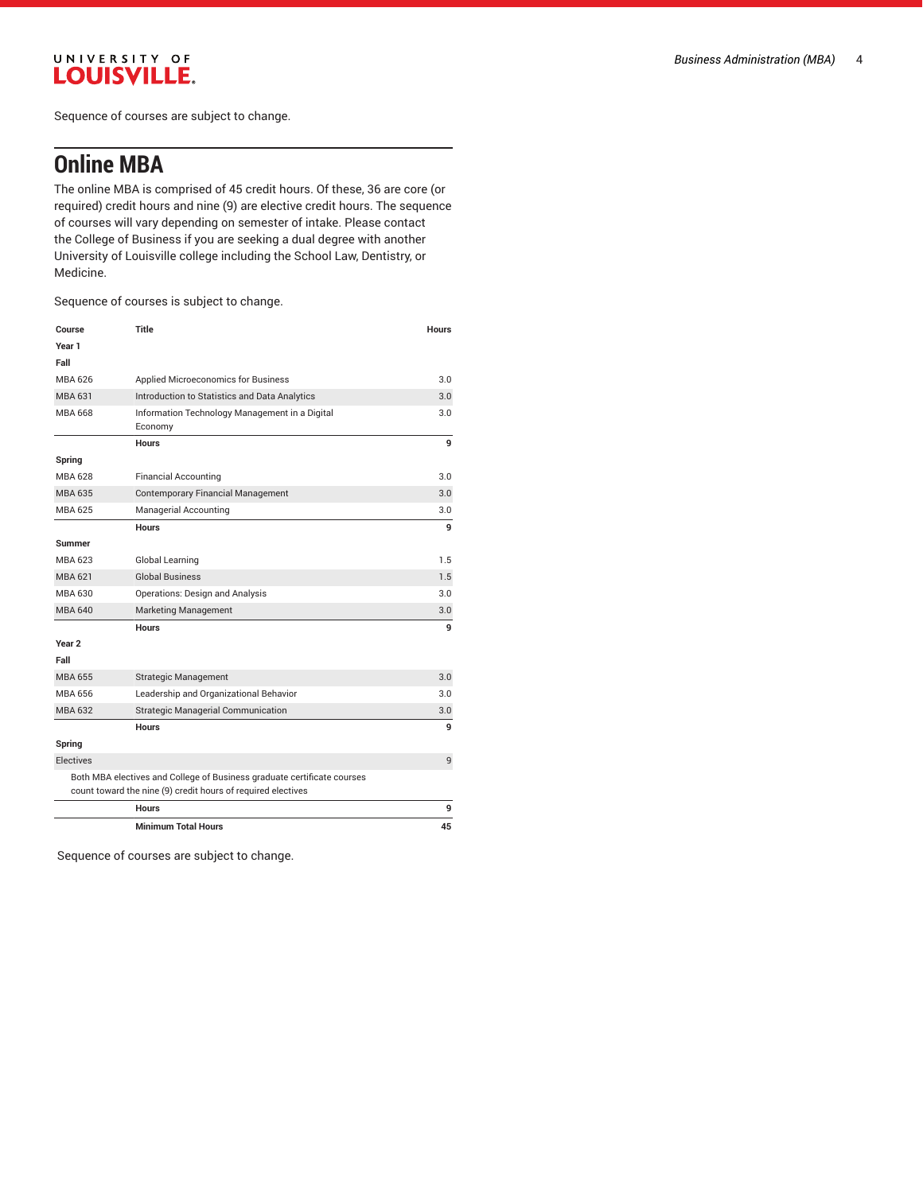Sequence of courses are subject to change.

## Online MBA

The online MBA is comprised of 45 credit hours. Of these, 36 are core (or required) credit hours and nine (9) are elective credit hours. The sequence of courses will vary depending on semester of intake. Please contact the College of Business if you are seeking a dual degree with another University of Louisville college including the School Law, Dentistry, or Medicine.

Sequence of courses is subject to change.

| Course | Title | Hours |
|---|---|---|
| **Year 1** | | |
| **Fall** | | |
| MBA 626 | Applied Microeconomics for Business | 3.0 |
| MBA 631 | Introduction to Statistics and Data Analytics | 3.0 |
| MBA 668 | Information Technology Management in a Digital Economy | 3.0 |
| | **Hours** | **9** |
| **Spring** | | |
| MBA 628 | Financial Accounting | 3.0 |
| MBA 635 | Contemporary Financial Management | 3.0 |
| MBA 625 | Managerial Accounting | 3.0 |
| | **Hours** | **9** |
| **Summer** | | |
| MBA 623 | Global Learning | 1.5 |
| MBA 621 | Global Business | 1.5 |
| MBA 630 | Operations: Design and Analysis | 3.0 |
| MBA 640 | Marketing Management | 3.0 |
| | **Hours** | **9** |
| **Year 2** | | |
| **Fall** | | |
| MBA 655 | Strategic Management | 3.0 |
| MBA 656 | Leadership and Organizational Behavior | 3.0 |
| MBA 632 | Strategic Managerial Communication | 3.0 |
| | **Hours** | **9** |
| **Spring** | | |
| Electives | | 9 |
| Both MBA electives and College of Business graduate certificate courses count toward the nine (9) credit hours of required electives | | |
| | **Hours** | **9** |
| | **Minimum Total Hours** | **45** |

Sequence of courses are subject to change.